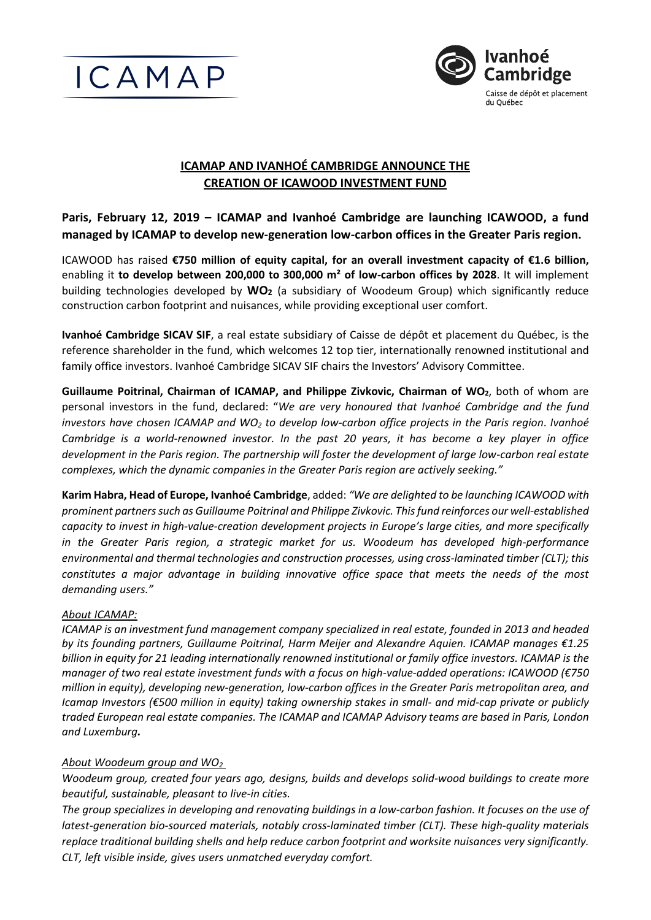ICAMAP

Ivanhoé Cambridge
Caisse de dépôt et placement du Québec

# ICAMAP AND IVANHOÉ CAMBRIDGE ANNOUNCE THE CREATION OF ICAWOOD INVESTMENT FUND

**Paris, February 12, 2019 – ICAMAP and Ivanhoé Cambridge are launching ICAWOOD, a fund managed by ICAMAP to develop new-generation low-carbon offices in the Greater Paris region.**

ICAWOOD has raised **€750 million of equity capital, for an overall investment capacity of €1.6 billion,** enabling it **to develop between 200,000 to 300,000 m² of low-carbon offices by 2028**. It will implement building technologies developed by **$WO_2$** (a subsidiary of Woodeum Group) which significantly reduce construction carbon footprint and nuisances, while providing exceptional user comfort.

**Ivanhoé Cambridge SICAV SIF**, a real estate subsidiary of Caisse de dépôt et placement du Québec, is the reference shareholder in the fund, which welcomes 12 top tier, internationally renowned institutional and family office investors. Ivanhoé Cambridge SICAV SIF chairs the Investors' Advisory Committee.

**Guillaume Poitrinal, Chairman of ICAMAP, and Philippe Zivkovic, Chairman of $WO_2$**, both of whom are personal investors in the fund, declared: "*We are very honoured that Ivanhoé Cambridge and the fund investors have chosen ICAMAP and $WO_2$ to develop low-carbon office projects in the Paris region. Ivanhoé Cambridge is a world-renowned investor. In the past 20 years, it has become a key player in office development in the Paris region. The partnership will foster the development of large low-carbon real estate complexes, which the dynamic companies in the Greater Paris region are actively seeking."*

**Karim Habra, Head of Europe, Ivanhoé Cambridge**, added: *"We are delighted to be launching ICAWOOD with prominent partners such as Guillaume Poitrinal and Philippe Zivkovic. This fund reinforces our well-established capacity to invest in high-value-creation development projects in Europe's large cities, and more specifically in the Greater Paris region, a strategic market for us. Woodeum has developed high-performance environmental and thermal technologies and construction processes, using cross-laminated timber (CLT); this constitutes a major advantage in building innovative office space that meets the needs of the most demanding users."*

*About ICAMAP:*

*ICAMAP is an investment fund management company specialized in real estate, founded in 2013 and headed by its founding partners, Guillaume Poitrinal, Harm Meijer and Alexandre Aquien. ICAMAP manages €1.25 billion in equity for 21 leading internationally renowned institutional or family office investors. ICAMAP is the manager of two real estate investment funds with a focus on high-value-added operations: ICAWOOD (€750 million in equity), developing new-generation, low-carbon offices in the Greater Paris metropolitan area, and Icamap Investors (€500 million in equity) taking ownership stakes in small- and mid-cap private or publicly traded European real estate companies. The ICAMAP and ICAMAP Advisory teams are based in Paris, London and Luxemburg.*

*About Woodeum group and $WO_2$*

*Woodeum group, created four years ago, designs, builds and develops solid-wood buildings to create more beautiful, sustainable, pleasant to live-in cities.*

*The group specializes in developing and renovating buildings in a low-carbon fashion. It focuses on the use of latest-generation bio-sourced materials, notably cross-laminated timber (CLT). These high-quality materials replace traditional building shells and help reduce carbon footprint and worksite nuisances very significantly. CLT, left visible inside, gives users unmatched everyday comfort.*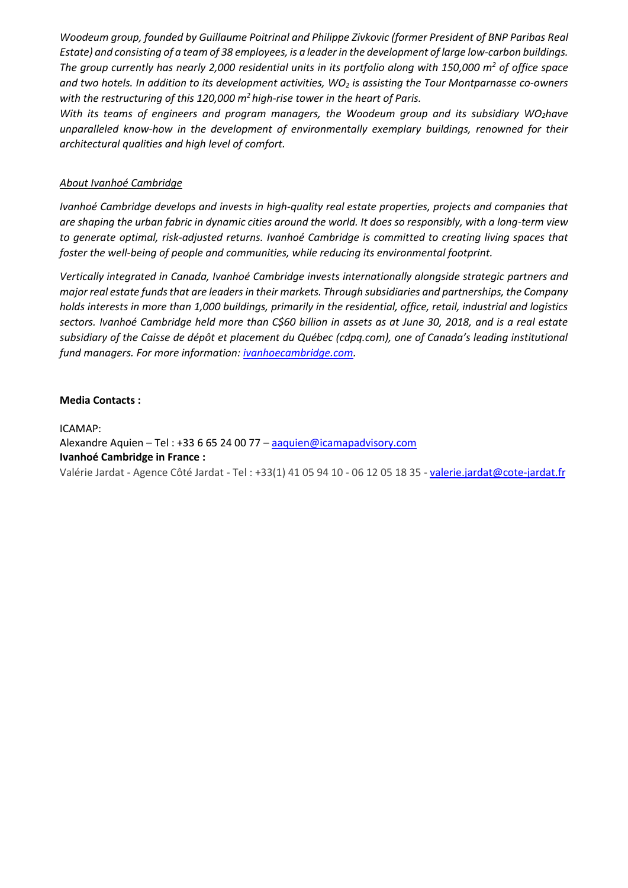*Woodeum group, founded by Guillaume Poitrinal and Philippe Zivkovic (former President of BNP Paribas Real Estate) and consisting of a team of 38 employees, is a leader in the development of large low-carbon buildings. The group currently has nearly 2,000 residential units in its portfolio along with 150,000 m$^2$ of office space and two hotels. In addition to its development activities, $WO_2$ is assisting the Tour Montparnasse co-owners with the restructuring of this 120,000 m$^2$ high-rise tower in the heart of Paris.*
*With its teams of engineers and program managers, the Woodeum group and its subsidiary $WO_2$have unparalleled know-how in the development of environmentally exemplary buildings, renowned for their architectural qualities and high level of comfort.*

*About Ivanhoé Cambridge*

*Ivanhoé Cambridge develops and invests in high-quality real estate properties, projects and companies that are shaping the urban fabric in dynamic cities around the world. It does so responsibly, with a long-term view to generate optimal, risk-adjusted returns. Ivanhoé Cambridge is committed to creating living spaces that foster the well-being of people and communities, while reducing its environmental footprint.*

*Vertically integrated in Canada, Ivanhoé Cambridge invests internationally alongside strategic partners and major real estate funds that are leaders in their markets. Through subsidiaries and partnerships, the Company holds interests in more than 1,000 buildings, primarily in the residential, office, retail, industrial and logistics sectors. Ivanhoé Cambridge held more than C$60 billion in assets as at June 30, 2018, and is a real estate subsidiary of the Caisse de dépôt et placement du Québec (cdpq.com), one of Canada's leading institutional fund managers. For more information: ivanhoecambridge.com.*

**Media Contacts :**

ICAMAP:
Alexandre Aquien – Tel : +33 6 65 24 00 77 – aaquien@icamapadvisory.com
**Ivanhoé Cambridge in France :**
Valérie Jardat - Agence Côté Jardat - Tel : +33(1) 41 05 94 10 - 06 12 05 18 35 - valerie.jardat@cote-jardat.fr